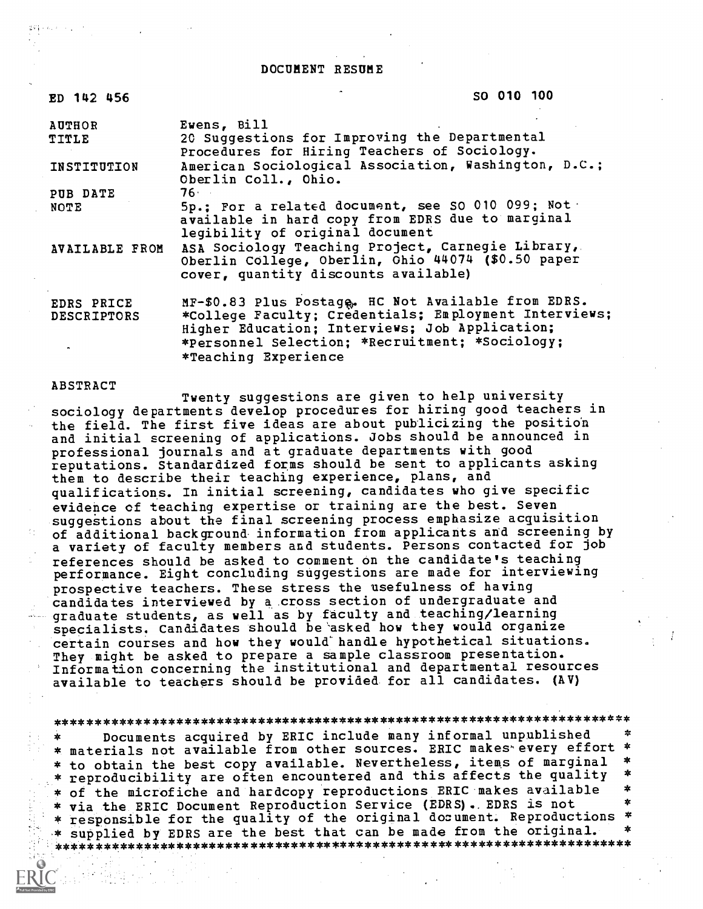# DOCUMENT RESUME

| | |
|---|---|
| ED 142 456 | SO 010 100 |
| AUTHOR | Ewens, Bill |
| TITLE | 20 Suggestions for Improving the Departmental Procedures for Hiring Teachers of Sociology. |
| INSTITUTION | American Sociological Association, Washington, D.C.; Oberlin Coll., Ohio. |
| PUB DATE | 76 |
| NOTE | 5p.; For a related document, see SO 010 099; Not available in hard copy from EDRS due to marginal legibility of original document |
| AVAILABLE FROM | ASA Sociology Teaching Project, Carnegie Library, Oberlin College, Oberlin, Ohio 44074 ($0.50 paper cover, quantity discounts available) |
| EDRS PRICE | MF-$0.83 Plus Postage. HC Not Available from EDRS. |
| DESCRIPTORS | *College Faculty; Credentials; Employment Interviews; Higher Education; Interviews; Job Application; *Personnel Selection; *Recruitment; *Sociology; *Teaching Experience |

ABSTRACT

Twenty suggestions are given to help university sociology departments develop procedures for hiring good teachers in the field. The first five ideas are about publicizing the position and initial screening of applications. Jobs should be announced in professional journals and at graduate departments with good reputations. Standardized forms should be sent to applicants asking them to describe their teaching experience, plans, and qualifications. In initial screening, candidates who give specific evidence of teaching expertise or training are the best. Seven suggestions about the final screening process emphasize acquisition of additional background information from applicants and screening by a variety of faculty members and students. Persons contacted for job references should be asked to comment on the candidate's teaching performance. Eight concluding suggestions are made for interviewing prospective teachers. These stress the usefulness of having candidates interviewed by a cross section of undergraduate and graduate students, as well as by faculty and teaching/learning specialists. Candidates should be asked how they would organize certain courses and how they would handle hypothetical situations. They might be asked to prepare a sample classroom presentation. Information concerning the institutional and departmental resources available to teachers should be provided for all candidates. (AV)

***********************************************************************
* Documents acquired by ERIC include many informal unpublished *
* materials not available from other sources. ERIC makes every effort *
* to obtain the best copy available. Nevertheless, items of marginal *
* reproducibility are often encountered and this affects the quality *
* of the microfiche and hardcopy reproductions ERIC makes available *
* via the ERIC Document Reproduction Service (EDRS). EDRS is not *
* responsible for the quality of the original document. Reproductions *
* supplied by EDRS are the best that can be made from the original. *
***********************************************************************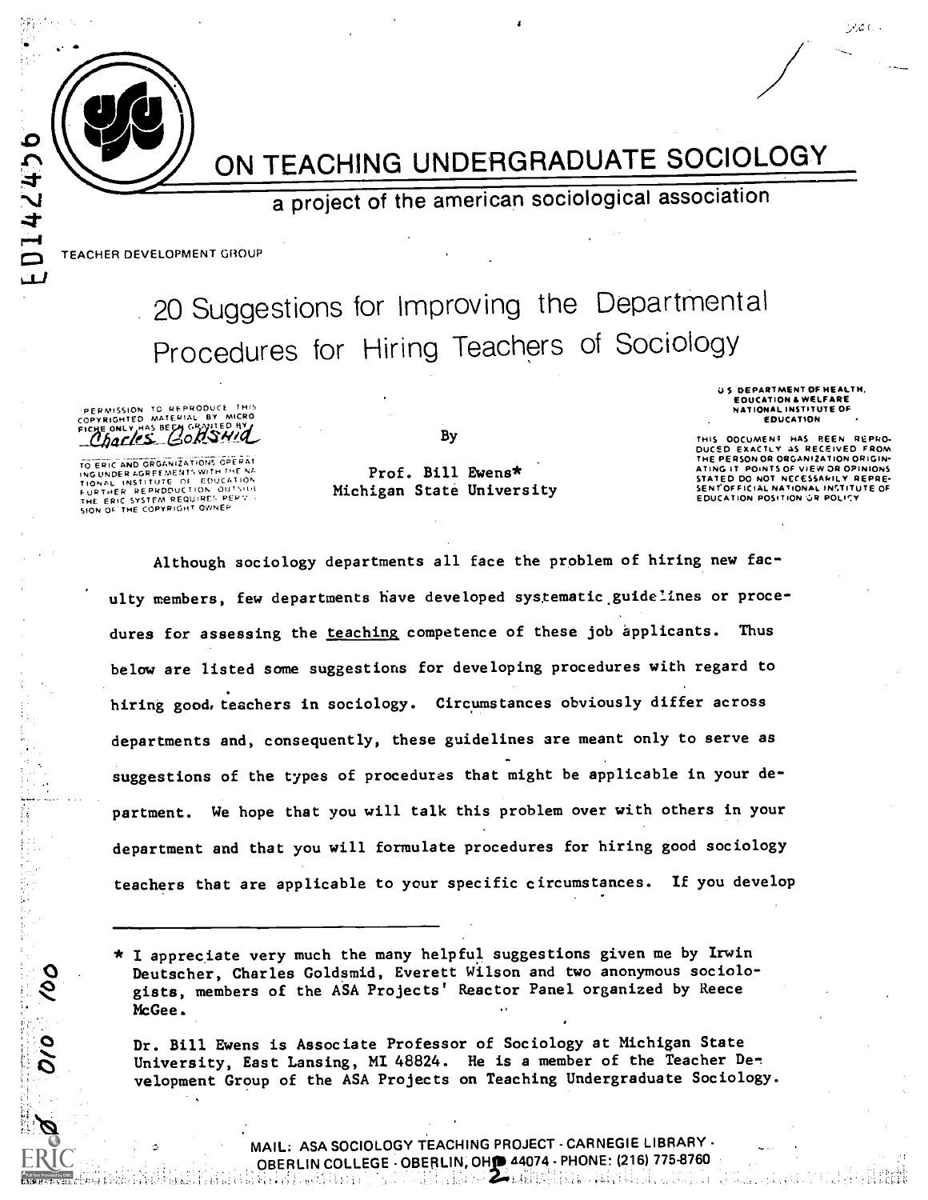# ON TEACHING UNDERGRADUATE SOCIOLOGY

a project of the american sociological association

TEACHER DEVELOPMENT GROUP

## 20 Suggestions for Improving the Departmental Procedures for Hiring Teachers of Sociology

PERMISSION TO REPRODUCE THIS COPYRIGHTED MATERIAL BY MICRO FICHE ONLY HAS BEEN GRANTED BY Charles Goldsmid

TO ERIC AND ORGANIZATIONS OPERATING UNDER AGREEMENTS WITH THE NATIONAL INSTITUTE OF EDUCATION FURTHER REPRODUCTION OUTSIDE THE ERIC SYSTEM REQUIRES PERMISSION OF THE COPYRIGHT OWNER

By

Prof. Bill Ewens*
Michigan State University

U.S. DEPARTMENT OF HEALTH, EDUCATION & WELFARE NATIONAL INSTITUTE OF EDUCATION

THIS DOCUMENT HAS BEEN REPRODUCED EXACTLY AS RECEIVED FROM THE PERSON OR ORGANIZATION ORIGINATING IT. POINTS OF VIEW OR OPINIONS STATED DO NOT NECESSARILY REPRESENT OFFICIAL NATIONAL INSTITUTE OF EDUCATION POSITION OR POLICY

Although sociology departments all face the problem of hiring new faculty members, few departments have developed systematic guidelines or procedures for assessing the _teaching_ competence of these job applicants. Thus below are listed some suggestions for developing procedures with regard to hiring good teachers in sociology. Circumstances obviously differ across departments and, consequently, these guidelines are meant only to serve as suggestions of the types of procedures that might be applicable in your department. We hope that you will talk this problem over with others in your department and that you will formulate procedures for hiring good sociology teachers that are applicable to your specific circumstances. If you develop

---

* I appreciate very much the many helpful suggestions given me by Irwin Deutscher, Charles Goldsmid, Everett Wilson and two anonymous sociologists, members of the ASA Projects' Reactor Panel organized by Reece McGee.

Dr. Bill Ewens is Associate Professor of Sociology at Michigan State University, East Lansing, MI 48824. He is a member of the Teacher Development Group of the ASA Projects on Teaching Undergraduate Sociology.

MAIL: ASA SOCIOLOGY TEACHING PROJECT - CARNEGIE LIBRARY - OBERLIN COLLEGE - OBERLIN, OHIO 44074 - PHONE: (216) 775-8760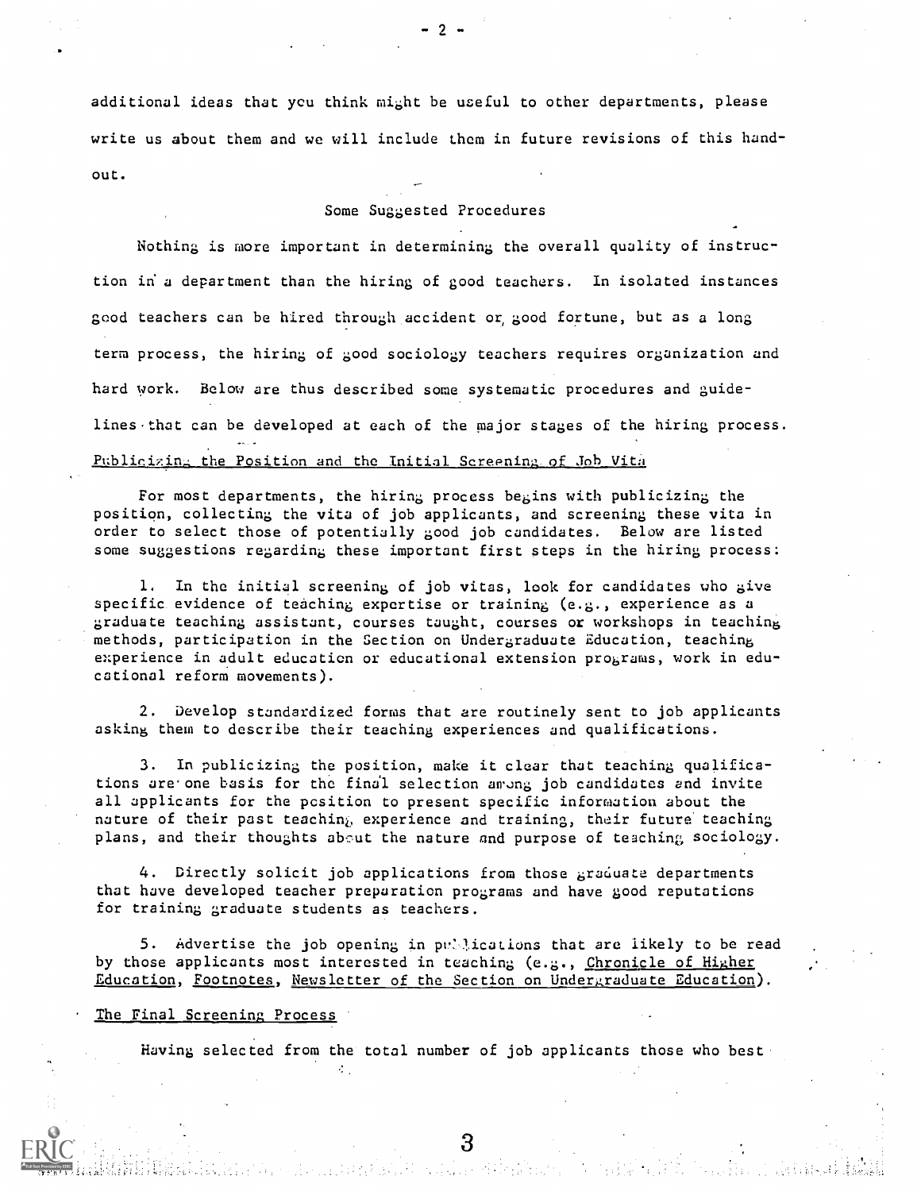additional ideas that you think might be useful to other departments, please write us about them and we will include them in future revisions of this handout.

## Some Suggested Procedures

Nothing is more important in determining the overall quality of instruction in a department than the hiring of good teachers. In isolated instances good teachers can be hired through accident or good fortune, but as a long term process, the hiring of good sociology teachers requires organization and hard work. Below are thus described some systematic procedures and guidelines that can be developed at each of the major stages of the hiring process.

### Publicizing the Position and the Initial Screening of Job Vita

For most departments, the hiring process begins with publicizing the position, collecting the vita of job applicants, and screening these vita in order to select those of potentially good job candidates. Below are listed some suggestions regarding these important first steps in the hiring process:

1. In the initial screening of job vitas, look for candidates who give specific evidence of teaching expertise or training (e.g., experience as a graduate teaching assistant, courses taught, courses or workshops in teaching methods, participation in the Section on Undergraduate Education, teaching experience in adult education or educational extension programs, work in educational reform movements).

2. Develop standardized forms that are routinely sent to job applicants asking them to describe their teaching experiences and qualifications.

3. In publicizing the position, make it clear that teaching qualifications are one basis for the final selection among job candidates and invite all applicants for the position to present specific information about the nature of their past teaching experience and training, their future teaching plans, and their thoughts about the nature and purpose of teaching sociology.

4. Directly solicit job applications from those graduate departments that have developed teacher preparation programs and have good reputations for training graduate students as teachers.

5. Advertise the job opening in publications that are likely to be read by those applicants most interested in teaching (e.g., Chronicle of Higher Education, Footnotes, Newsletter of the Section on Undergraduate Education).

### The Final Screening Process

Having selected from the total number of job applicants those who best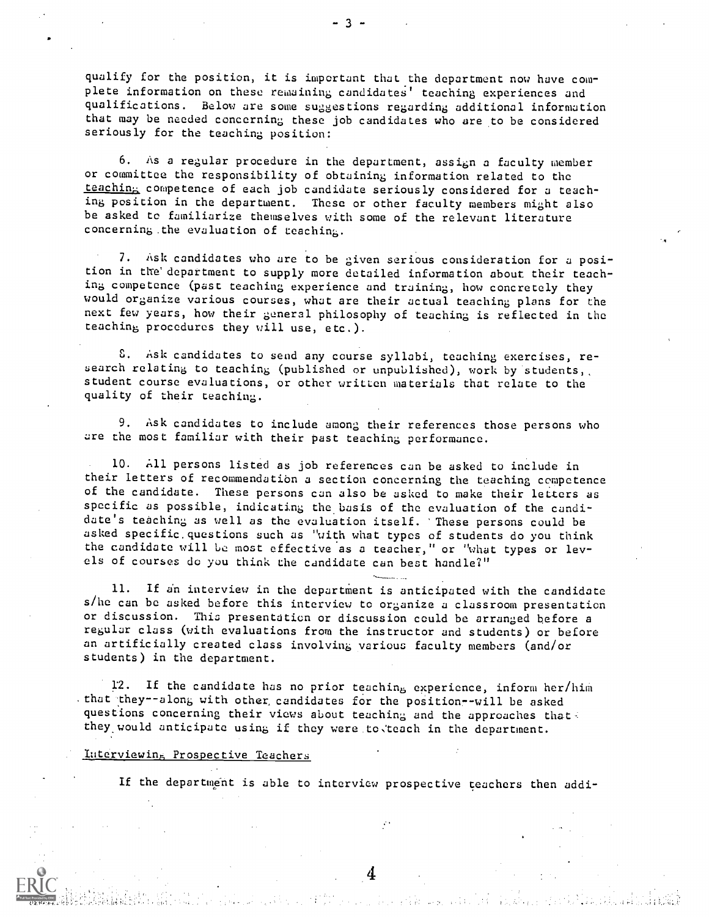qualify for the position, it is important that the department now have complete information on these remaining candidates' teaching experiences and qualifications. Below are some suggestions regarding additional information that may be needed concerning these job candidates who are to be considered seriously for the teaching position:

6. As a regular procedure in the department, assign a faculty member or committee the responsibility of obtaining information related to the <u>teaching</u> competence of each job candidate seriously considered for a teaching position in the department. These or other faculty members might also be asked to familiarize themselves with some of the relevant literature concerning the evaluation of teaching.

7. Ask candidates who are to be given serious consideration for a position in the department to supply more detailed information about their teaching competence (past teaching experience and training, how concretely they would organize various courses, what are their actual teaching plans for the next few years, how their general philosophy of teaching is reflected in the teaching procedures they will use, etc.).

8. Ask candidates to send any course syllabi, teaching exercises, research relating to teaching (published or unpublished), work by students, student course evaluations, or other written materials that relate to the quality of their teaching.

9. Ask candidates to include among their references those persons who are the most familiar with their past teaching performance.

10. All persons listed as job references can be asked to include in their letters of recommendation a section concerning the teaching competence of the candidate. These persons can also be asked to make their letters as specific as possible, indicating the basis of the evaluation of the candidate's teaching as well as the evaluation itself. These persons could be asked specific questions such as "With what types of students do you think the candidate will be most effective as a teacher," or "What types or levels of courses do you think the candidate can best handle?"

11. If an interview in the department is anticipated with the candidate s/he can be asked before this interview to organize a classroom presentation or discussion. This presentation or discussion could be arranged before a regular class (with evaluations from the instructor and students) or before an artificially created class involving various faculty members (and/or students) in the department.

12. If the candidate has no prior teaching experience, inform her/him that they--along with other candidates for the position--will be asked questions concerning their views about teaching and the approaches that they would anticipate using if they were to teach in the department.

<u>Interviewing Prospective Teachers</u>

If the department is able to interview prospective teachers then addi-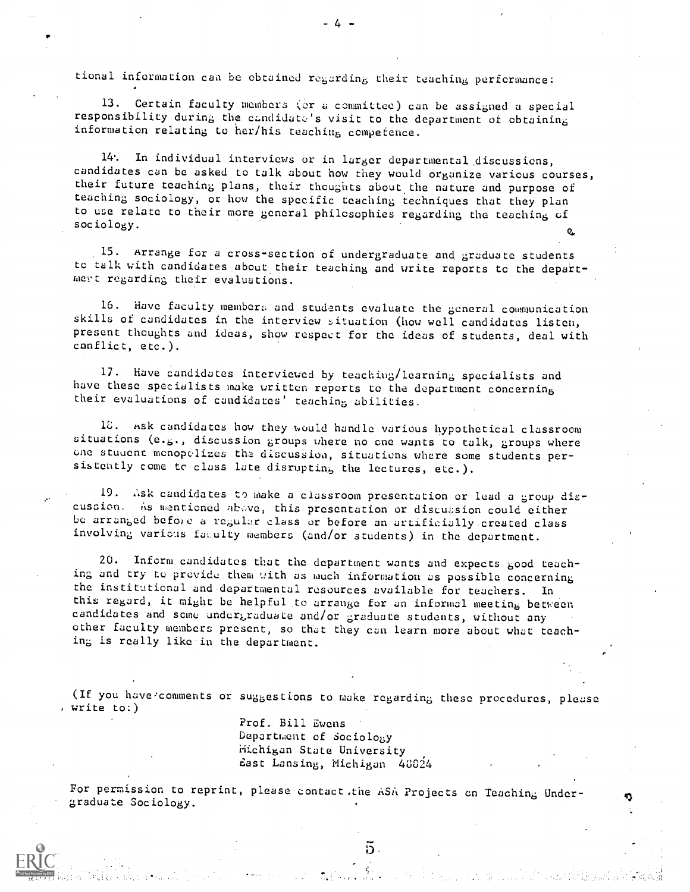tional information can be obtained regarding their teaching performance:

13. Certain faculty members (or a committee) can be assigned a special responsibility during the candidate's visit to the department of obtaining information relating to her/his teaching competence.

14. In individual interviews or in larger departmental discussions, candidates can be asked to talk about how they would organize various courses, their future teaching plans, their thoughts about the nature and purpose of teaching sociology, or how the specific teaching techniques that they plan to use relate to their more general philosophies regarding the teaching of sociology.

15. Arrange for a cross-section of undergraduate and graduate students to talk with candidates about their teaching and write reports to the department regarding their evaluations.

16. Have faculty members and students evaluate the general communication skills of candidates in the interview situation (how well candidates listen, present thoughts and ideas, show respect for the ideas of students, deal with conflict, etc.).

17. Have candidates interviewed by teaching/learning specialists and have these specialists make written reports to the department concerning their evaluations of candidates' teaching abilities.

18. Ask candidates how they would handle various hypothetical classroom situations (e.g., discussion groups where no one wants to talk, groups where one student monopolizes the discussion, situations where some students persistently come to class late disrupting the lectures, etc.).

19. Ask candidates to make a classroom presentation or lead a group discussion. As mentioned above, this presentation or discussion could either be arranged before a regular class or before an artificially created class involving various faculty members (and/or students) in the department.

20. Inform candidates that the department wants and expects good teaching and try to provide them with as much information as possible concerning the institutional and departmental resources available for teachers. In this regard, it might be helpful to arrange for an informal meeting between candidates and some undergraduate and/or graduate students, without any other faculty members present, so that they can learn more about what teaching is really like in the department.

(If you have comments or suggestions to make regarding these procedures, please write to:)

Prof. Bill Ewens
Department of Sociology
Michigan State University
East Lansing, Michigan 48824

For permission to reprint, please contact the ASA Projects on Teaching Undergraduate Sociology.